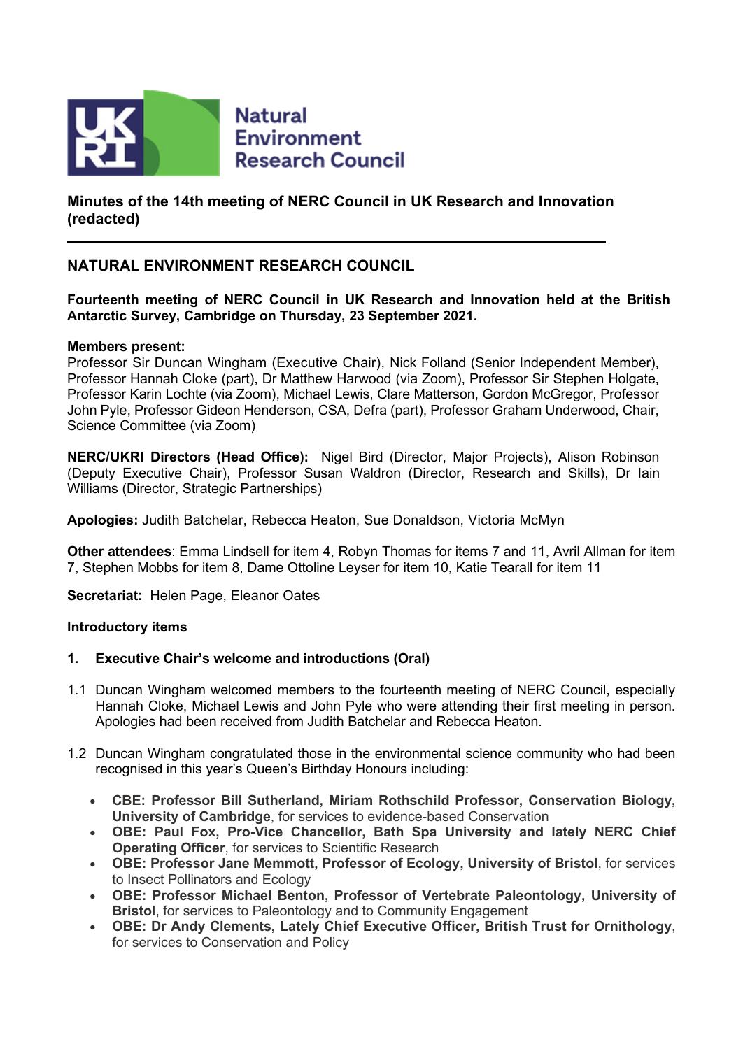Natural Environment Research Council

**Minutes of the 14th meeting of NERC Council in UK Research and Innovation (redacted)**

---

## NATURAL ENVIRONMENT RESEARCH COUNCIL

**Fourteenth meeting of NERC Council in UK Research and Innovation held at the British Antarctic Survey, Cambridge on Thursday, 23 September 2021.**

**Members present:**
Professor Sir Duncan Wingham (Executive Chair), Nick Folland (Senior Independent Member), Professor Hannah Cloke (part), Dr Matthew Harwood (via Zoom), Professor Sir Stephen Holgate, Professor Karin Lochte (via Zoom), Michael Lewis, Clare Matterson, Gordon McGregor, Professor John Pyle, Professor Gideon Henderson, CSA, Defra (part), Professor Graham Underwood, Chair, Science Committee (via Zoom)

**NERC/UKRI Directors (Head Office):** Nigel Bird (Director, Major Projects), Alison Robinson (Deputy Executive Chair), Professor Susan Waldron (Director, Research and Skills), Dr Iain Williams (Director, Strategic Partnerships)

**Apologies:** Judith Batchelar, Rebecca Heaton, Sue Donaldson, Victoria McMyn

**Other attendees**: Emma Lindsell for item 4, Robyn Thomas for items 7 and 11, Avril Allman for item 7, Stephen Mobbs for item 8, Dame Ottoline Leyser for item 10, Katie Tearall for item 11

**Secretariat:** Helen Page, Eleanor Oates

**Introductory items**

**1. Executive Chair's welcome and introductions (Oral)**

1.1 Duncan Wingham welcomed members to the fourteenth meeting of NERC Council, especially Hannah Cloke, Michael Lewis and John Pyle who were attending their first meeting in person. Apologies had been received from Judith Batchelar and Rebecca Heaton.

1.2 Duncan Wingham congratulated those in the environmental science community who had been recognised in this year's Queen's Birthday Honours including:

- **CBE: Professor Bill Sutherland, Miriam Rothschild Professor, Conservation Biology, University of Cambridge**, for services to evidence-based Conservation
- **OBE: Paul Fox, Pro-Vice Chancellor, Bath Spa University and lately NERC Chief Operating Officer**, for services to Scientific Research
- **OBE: Professor Jane Memmott, Professor of Ecology, University of Bristol**, for services to Insect Pollinators and Ecology
- **OBE: Professor Michael Benton, Professor of Vertebrate Paleontology, University of Bristol**, for services to Paleontology and to Community Engagement
- **OBE: Dr Andy Clements, Lately Chief Executive Officer, British Trust for Ornithology**, for services to Conservation and Policy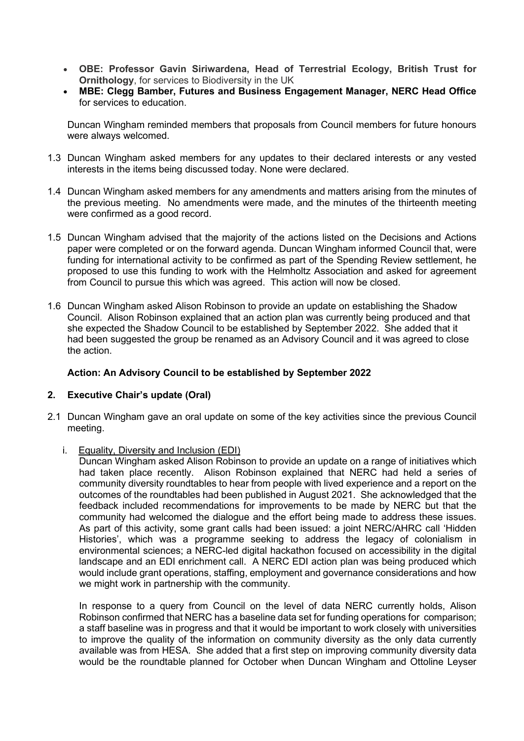- **OBE: Professor Gavin Siriwardena, Head of Terrestrial Ecology, British Trust for Ornithology**, for services to Biodiversity in the UK
- **MBE: Clegg Bamber, Futures and Business Engagement Manager, NERC Head Office** for services to education.

Duncan Wingham reminded members that proposals from Council members for future honours were always welcomed.

1.3 Duncan Wingham asked members for any updates to their declared interests or any vested interests in the items being discussed today. None were declared.

1.4 Duncan Wingham asked members for any amendments and matters arising from the minutes of the previous meeting. No amendments were made, and the minutes of the thirteenth meeting were confirmed as a good record.

1.5 Duncan Wingham advised that the majority of the actions listed on the Decisions and Actions paper were completed or on the forward agenda. Duncan Wingham informed Council that, were funding for international activity to be confirmed as part of the Spending Review settlement, he proposed to use this funding to work with the Helmholtz Association and asked for agreement from Council to pursue this which was agreed. This action will now be closed.

1.6 Duncan Wingham asked Alison Robinson to provide an update on establishing the Shadow Council. Alison Robinson explained that an action plan was currently being produced and that she expected the Shadow Council to be established by September 2022. She added that it had been suggested the group be renamed as an Advisory Council and it was agreed to close the action.

**Action: An Advisory Council to be established by September 2022**

## 2. Executive Chair's update (Oral)

2.1 Duncan Wingham gave an oral update on some of the key activities since the previous Council meeting.

i. Equality, Diversity and Inclusion (EDI)

Duncan Wingham asked Alison Robinson to provide an update on a range of initiatives which had taken place recently. Alison Robinson explained that NERC had held a series of community diversity roundtables to hear from people with lived experience and a report on the outcomes of the roundtables had been published in August 2021. She acknowledged that the feedback included recommendations for improvements to be made by NERC but that the community had welcomed the dialogue and the effort being made to address these issues. As part of this activity, some grant calls had been issued: a joint NERC/AHRC call 'Hidden Histories', which was a programme seeking to address the legacy of colonialism in environmental sciences; a NERC-led digital hackathon focused on accessibility in the digital landscape and an EDI enrichment call. A NERC EDI action plan was being produced which would include grant operations, staffing, employment and governance considerations and how we might work in partnership with the community.

In response to a query from Council on the level of data NERC currently holds, Alison Robinson confirmed that NERC has a baseline data set for funding operations for comparison; a staff baseline was in progress and that it would be important to work closely with universities to improve the quality of the information on community diversity as the only data currently available was from HESA. She added that a first step on improving community diversity data would be the roundtable planned for October when Duncan Wingham and Ottoline Leyser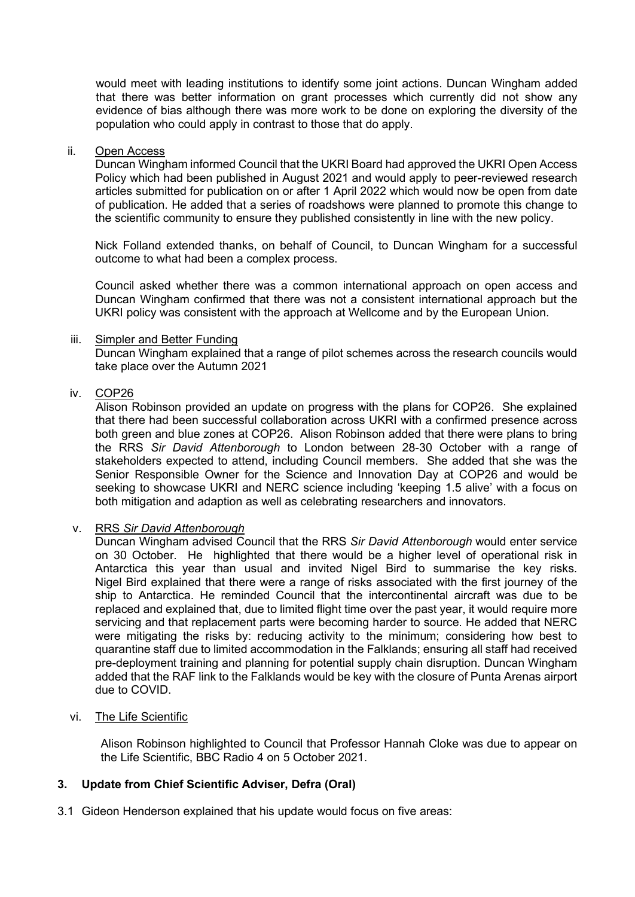would meet with leading institutions to identify some joint actions. Duncan Wingham added that there was better information on grant processes which currently did not show any evidence of bias although there was more work to be done on exploring the diversity of the population who could apply in contrast to those that do apply.

ii. Open Access

Duncan Wingham informed Council that the UKRI Board had approved the UKRI Open Access Policy which had been published in August 2021 and would apply to peer-reviewed research articles submitted for publication on or after 1 April 2022 which would now be open from date of publication. He added that a series of roadshows were planned to promote this change to the scientific community to ensure they published consistently in line with the new policy.

Nick Folland extended thanks, on behalf of Council, to Duncan Wingham for a successful outcome to what had been a complex process.

Council asked whether there was a common international approach on open access and Duncan Wingham confirmed that there was not a consistent international approach but the UKRI policy was consistent with the approach at Wellcome and by the European Union.

iii. Simpler and Better Funding

Duncan Wingham explained that a range of pilot schemes across the research councils would take place over the Autumn 2021

iv. COP26

Alison Robinson provided an update on progress with the plans for COP26. She explained that there had been successful collaboration across UKRI with a confirmed presence across both green and blue zones at COP26. Alison Robinson added that there were plans to bring the RRS *Sir David Attenborough* to London between 28-30 October with a range of stakeholders expected to attend, including Council members. She added that she was the Senior Responsible Owner for the Science and Innovation Day at COP26 and would be seeking to showcase UKRI and NERC science including 'keeping 1.5 alive' with a focus on both mitigation and adaption as well as celebrating researchers and innovators.

v. RRS *Sir David Attenborough*

Duncan Wingham advised Council that the RRS *Sir David Attenborough* would enter service on 30 October. He highlighted that there would be a higher level of operational risk in Antarctica this year than usual and invited Nigel Bird to summarise the key risks. Nigel Bird explained that there were a range of risks associated with the first journey of the ship to Antarctica. He reminded Council that the intercontinental aircraft was due to be replaced and explained that, due to limited flight time over the past year, it would require more servicing and that replacement parts were becoming harder to source. He added that NERC were mitigating the risks by: reducing activity to the minimum; considering how best to quarantine staff due to limited accommodation in the Falklands; ensuring all staff had received pre-deployment training and planning for potential supply chain disruption. Duncan Wingham added that the RAF link to the Falklands would be key with the closure of Punta Arenas airport due to COVID.

vi. The Life Scientific

Alison Robinson highlighted to Council that Professor Hannah Cloke was due to appear on the Life Scientific, BBC Radio 4 on 5 October 2021.

## 3. Update from Chief Scientific Adviser, Defra (Oral)

3.1 Gideon Henderson explained that his update would focus on five areas: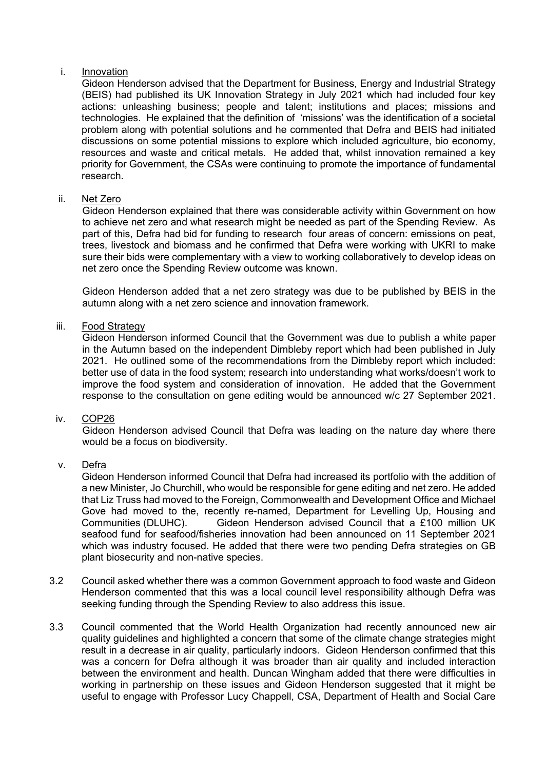i. <u>Innovation</u>

Gideon Henderson advised that the Department for Business, Energy and Industrial Strategy (BEIS) had published its UK Innovation Strategy in July 2021 which had included four key actions: unleashing business; people and talent; institutions and places; missions and technologies. He explained that the definition of 'missions' was the identification of a societal problem along with potential solutions and he commented that Defra and BEIS had initiated discussions on some potential missions to explore which included agriculture, bio economy, resources and waste and critical metals. He added that, whilst innovation remained a key priority for Government, the CSAs were continuing to promote the importance of fundamental research.

ii. <u>Net Zero</u>

Gideon Henderson explained that there was considerable activity within Government on how to achieve net zero and what research might be needed as part of the Spending Review. As part of this, Defra had bid for funding to research four areas of concern: emissions on peat, trees, livestock and biomass and he confirmed that Defra were working with UKRI to make sure their bids were complementary with a view to working collaboratively to develop ideas on net zero once the Spending Review outcome was known.

Gideon Henderson added that a net zero strategy was due to be published by BEIS in the autumn along with a net zero science and innovation framework.

iii. <u>Food Strategy</u>

Gideon Henderson informed Council that the Government was due to publish a white paper in the Autumn based on the independent Dimbleby report which had been published in July 2021. He outlined some of the recommendations from the Dimbleby report which included: better use of data in the food system; research into understanding what works/doesn't work to improve the food system and consideration of innovation. He added that the Government response to the consultation on gene editing would be announced w/c 27 September 2021.

iv. <u>COP26</u>

Gideon Henderson advised Council that Defra was leading on the nature day where there would be a focus on biodiversity.

v. <u>Defra</u>

Gideon Henderson informed Council that Defra had increased its portfolio with the addition of a new Minister, Jo Churchill, who would be responsible for gene editing and net zero. He added that Liz Truss had moved to the Foreign, Commonwealth and Development Office and Michael Gove had moved to the, recently re-named, Department for Levelling Up, Housing and Communities (DLUHC). Gideon Henderson advised Council that a £100 million UK seafood fund for seafood/fisheries innovation had been announced on 11 September 2021 which was industry focused. He added that there were two pending Defra strategies on GB plant biosecurity and non-native species.

3.2 Council asked whether there was a common Government approach to food waste and Gideon Henderson commented that this was a local council level responsibility although Defra was seeking funding through the Spending Review to also address this issue.

3.3 Council commented that the World Health Organization had recently announced new air quality guidelines and highlighted a concern that some of the climate change strategies might result in a decrease in air quality, particularly indoors. Gideon Henderson confirmed that this was a concern for Defra although it was broader than air quality and included interaction between the environment and health. Duncan Wingham added that there were difficulties in working in partnership on these issues and Gideon Henderson suggested that it might be useful to engage with Professor Lucy Chappell, CSA, Department of Health and Social Care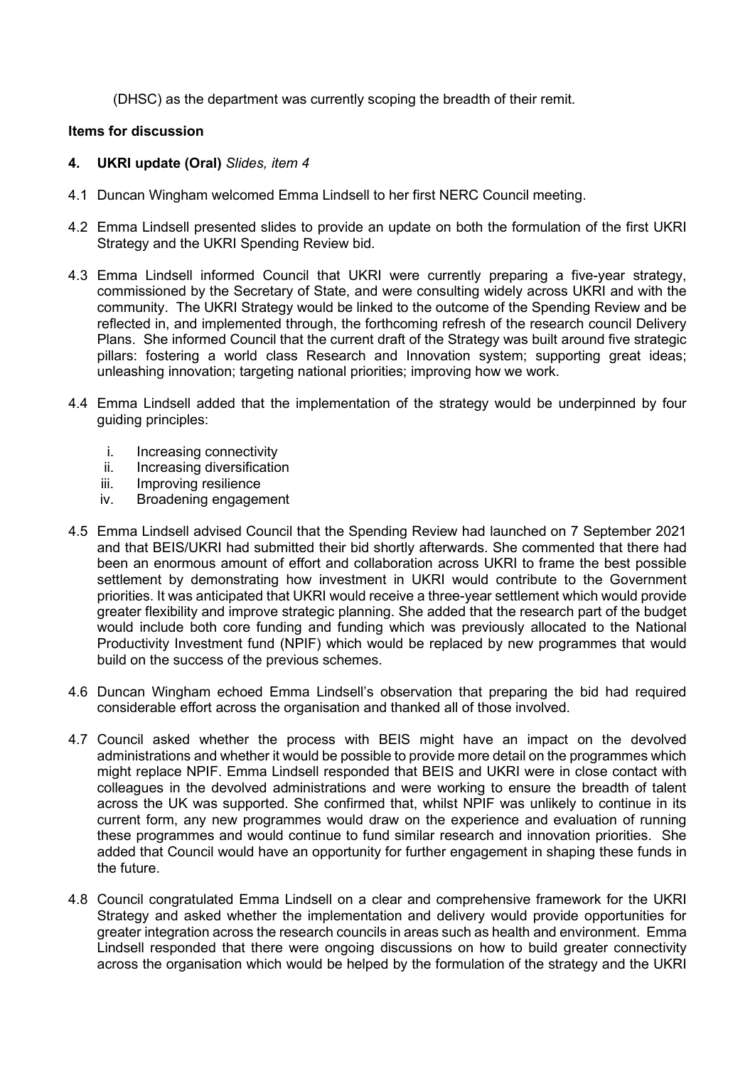(DHSC) as the department was currently scoping the breadth of their remit.

**Items for discussion**

**4. UKRI update (Oral)** *Slides, item 4*

4.1 Duncan Wingham welcomed Emma Lindsell to her first NERC Council meeting.

4.2 Emma Lindsell presented slides to provide an update on both the formulation of the first UKRI Strategy and the UKRI Spending Review bid.

4.3 Emma Lindsell informed Council that UKRI were currently preparing a five-year strategy, commissioned by the Secretary of State, and were consulting widely across UKRI and with the community. The UKRI Strategy would be linked to the outcome of the Spending Review and be reflected in, and implemented through, the forthcoming refresh of the research council Delivery Plans. She informed Council that the current draft of the Strategy was built around five strategic pillars: fostering a world class Research and Innovation system; supporting great ideas; unleashing innovation; targeting national priorities; improving how we work.

4.4 Emma Lindsell added that the implementation of the strategy would be underpinned by four guiding principles:

   i. Increasing connectivity
   ii. Increasing diversification
   iii. Improving resilience
   iv. Broadening engagement

4.5 Emma Lindsell advised Council that the Spending Review had launched on 7 September 2021 and that BEIS/UKRI had submitted their bid shortly afterwards. She commented that there had been an enormous amount of effort and collaboration across UKRI to frame the best possible settlement by demonstrating how investment in UKRI would contribute to the Government priorities. It was anticipated that UKRI would receive a three-year settlement which would provide greater flexibility and improve strategic planning. She added that the research part of the budget would include both core funding and funding which was previously allocated to the National Productivity Investment fund (NPIF) which would be replaced by new programmes that would build on the success of the previous schemes.

4.6 Duncan Wingham echoed Emma Lindsell's observation that preparing the bid had required considerable effort across the organisation and thanked all of those involved.

4.7 Council asked whether the process with BEIS might have an impact on the devolved administrations and whether it would be possible to provide more detail on the programmes which might replace NPIF. Emma Lindsell responded that BEIS and UKRI were in close contact with colleagues in the devolved administrations and were working to ensure the breadth of talent across the UK was supported. She confirmed that, whilst NPIF was unlikely to continue in its current form, any new programmes would draw on the experience and evaluation of running these programmes and would continue to fund similar research and innovation priorities. She added that Council would have an opportunity for further engagement in shaping these funds in the future.

4.8 Council congratulated Emma Lindsell on a clear and comprehensive framework for the UKRI Strategy and asked whether the implementation and delivery would provide opportunities for greater integration across the research councils in areas such as health and environment. Emma Lindsell responded that there were ongoing discussions on how to build greater connectivity across the organisation which would be helped by the formulation of the strategy and the UKRI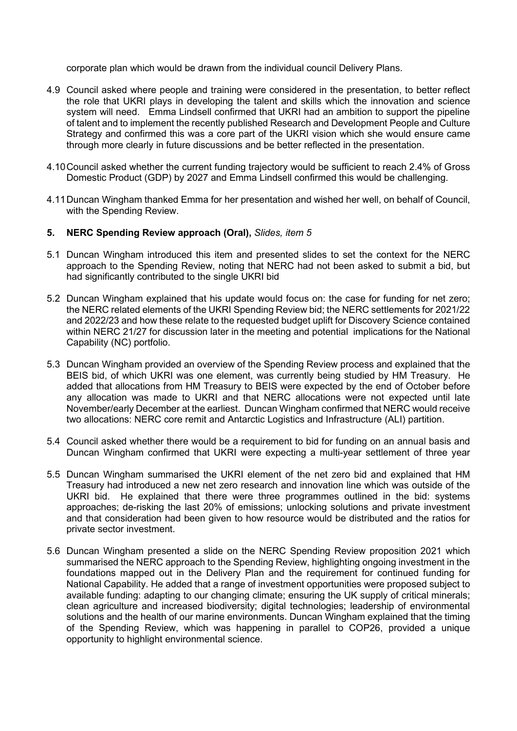corporate plan which would be drawn from the individual council Delivery Plans.

4.9 Council asked where people and training were considered in the presentation, to better reflect the role that UKRI plays in developing the talent and skills which the innovation and science system will need. Emma Lindsell confirmed that UKRI had an ambition to support the pipeline of talent and to implement the recently published Research and Development People and Culture Strategy and confirmed this was a core part of the UKRI vision which she would ensure came through more clearly in future discussions and be better reflected in the presentation.

4.10 Council asked whether the current funding trajectory would be sufficient to reach 2.4% of Gross Domestic Product (GDP) by 2027 and Emma Lindsell confirmed this would be challenging.

4.11 Duncan Wingham thanked Emma for her presentation and wished her well, on behalf of Council, with the Spending Review.

## 5. NERC Spending Review approach (Oral), *Slides, item 5*

5.1 Duncan Wingham introduced this item and presented slides to set the context for the NERC approach to the Spending Review, noting that NERC had not been asked to submit a bid, but had significantly contributed to the single UKRI bid

5.2 Duncan Wingham explained that his update would focus on: the case for funding for net zero; the NERC related elements of the UKRI Spending Review bid; the NERC settlements for 2021/22 and 2022/23 and how these relate to the requested budget uplift for Discovery Science contained within NERC 21/27 for discussion later in the meeting and potential implications for the National Capability (NC) portfolio.

5.3 Duncan Wingham provided an overview of the Spending Review process and explained that the BEIS bid, of which UKRI was one element, was currently being studied by HM Treasury. He added that allocations from HM Treasury to BEIS were expected by the end of October before any allocation was made to UKRI and that NERC allocations were not expected until late November/early December at the earliest. Duncan Wingham confirmed that NERC would receive two allocations: NERC core remit and Antarctic Logistics and Infrastructure (ALI) partition.

5.4 Council asked whether there would be a requirement to bid for funding on an annual basis and Duncan Wingham confirmed that UKRI were expecting a multi-year settlement of three year

5.5 Duncan Wingham summarised the UKRI element of the net zero bid and explained that HM Treasury had introduced a new net zero research and innovation line which was outside of the UKRI bid. He explained that there were three programmes outlined in the bid: systems approaches; de-risking the last 20% of emissions; unlocking solutions and private investment and that consideration had been given to how resource would be distributed and the ratios for private sector investment.

5.6 Duncan Wingham presented a slide on the NERC Spending Review proposition 2021 which summarised the NERC approach to the Spending Review, highlighting ongoing investment in the foundations mapped out in the Delivery Plan and the requirement for continued funding for National Capability. He added that a range of investment opportunities were proposed subject to available funding: adapting to our changing climate; ensuring the UK supply of critical minerals; clean agriculture and increased biodiversity; digital technologies; leadership of environmental solutions and the health of our marine environments. Duncan Wingham explained that the timing of the Spending Review, which was happening in parallel to COP26, provided a unique opportunity to highlight environmental science.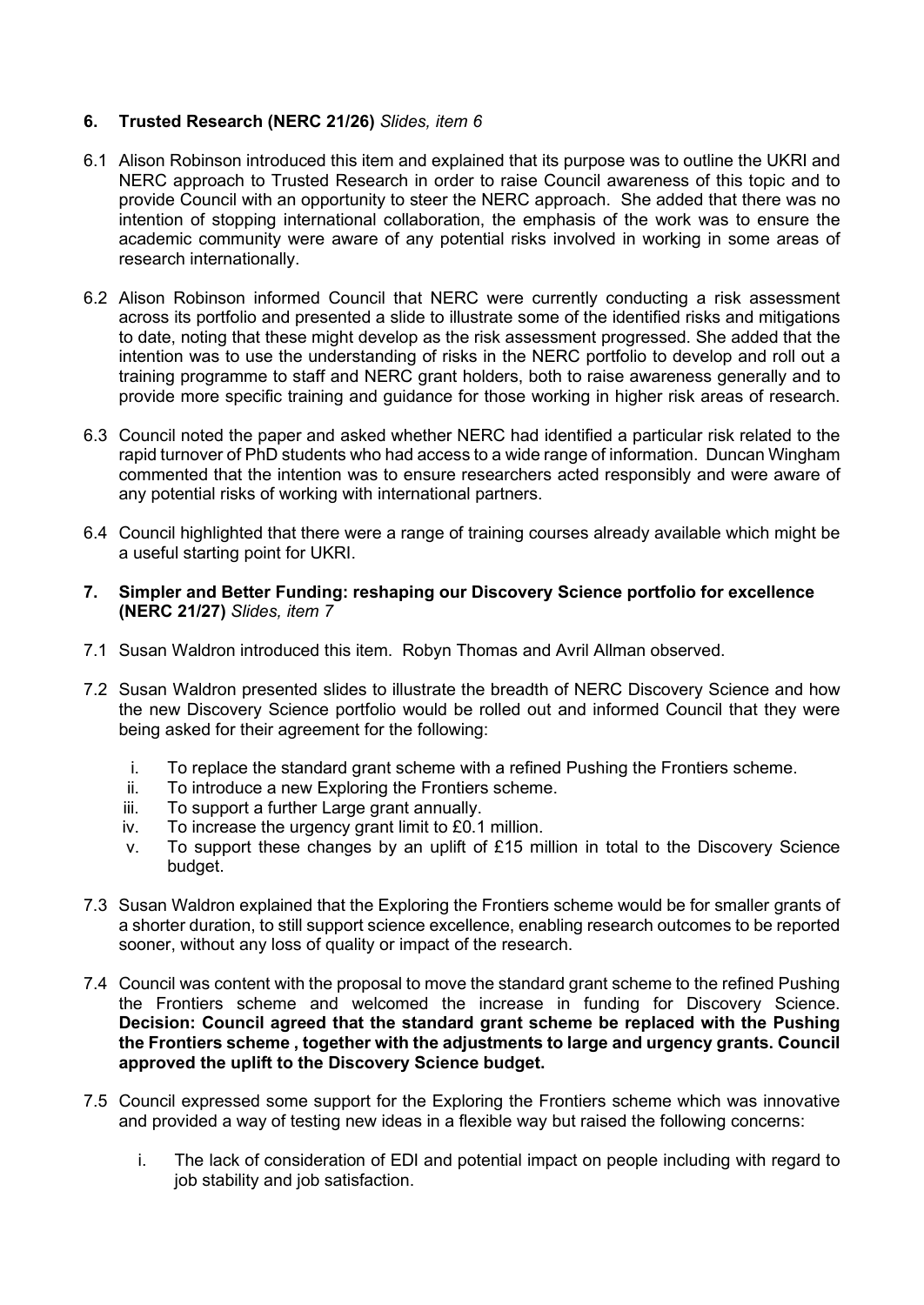## 6. Trusted Research (NERC 21/26) *Slides, item 6*

6.1 Alison Robinson introduced this item and explained that its purpose was to outline the UKRI and NERC approach to Trusted Research in order to raise Council awareness of this topic and to provide Council with an opportunity to steer the NERC approach. She added that there was no intention of stopping international collaboration, the emphasis of the work was to ensure the academic community were aware of any potential risks involved in working in some areas of research internationally.

6.2 Alison Robinson informed Council that NERC were currently conducting a risk assessment across its portfolio and presented a slide to illustrate some of the identified risks and mitigations to date, noting that these might develop as the risk assessment progressed. She added that the intention was to use the understanding of risks in the NERC portfolio to develop and roll out a training programme to staff and NERC grant holders, both to raise awareness generally and to provide more specific training and guidance for those working in higher risk areas of research.

6.3 Council noted the paper and asked whether NERC had identified a particular risk related to the rapid turnover of PhD students who had access to a wide range of information. Duncan Wingham commented that the intention was to ensure researchers acted responsibly and were aware of any potential risks of working with international partners.

6.4 Council highlighted that there were a range of training courses already available which might be a useful starting point for UKRI.

## 7. Simpler and Better Funding: reshaping our Discovery Science portfolio for excellence (NERC 21/27) *Slides, item 7*

7.1 Susan Waldron introduced this item. Robyn Thomas and Avril Allman observed.

7.2 Susan Waldron presented slides to illustrate the breadth of NERC Discovery Science and how the new Discovery Science portfolio would be rolled out and informed Council that they were being asked for their agreement for the following:

   i. To replace the standard grant scheme with a refined Pushing the Frontiers scheme.
   ii. To introduce a new Exploring the Frontiers scheme.
   iii. To support a further Large grant annually.
   iv. To increase the urgency grant limit to £0.1 million.
   v. To support these changes by an uplift of £15 million in total to the Discovery Science budget.

7.3 Susan Waldron explained that the Exploring the Frontiers scheme would be for smaller grants of a shorter duration, to still support science excellence, enabling research outcomes to be reported sooner, without any loss of quality or impact of the research.

7.4 Council was content with the proposal to move the standard grant scheme to the refined Pushing the Frontiers scheme and welcomed the increase in funding for Discovery Science. **Decision: Council agreed that the standard grant scheme be replaced with the Pushing the Frontiers scheme , together with the adjustments to large and urgency grants. Council approved the uplift to the Discovery Science budget.**

7.5 Council expressed some support for the Exploring the Frontiers scheme which was innovative and provided a way of testing new ideas in a flexible way but raised the following concerns:

   i. The lack of consideration of EDI and potential impact on people including with regard to job stability and job satisfaction.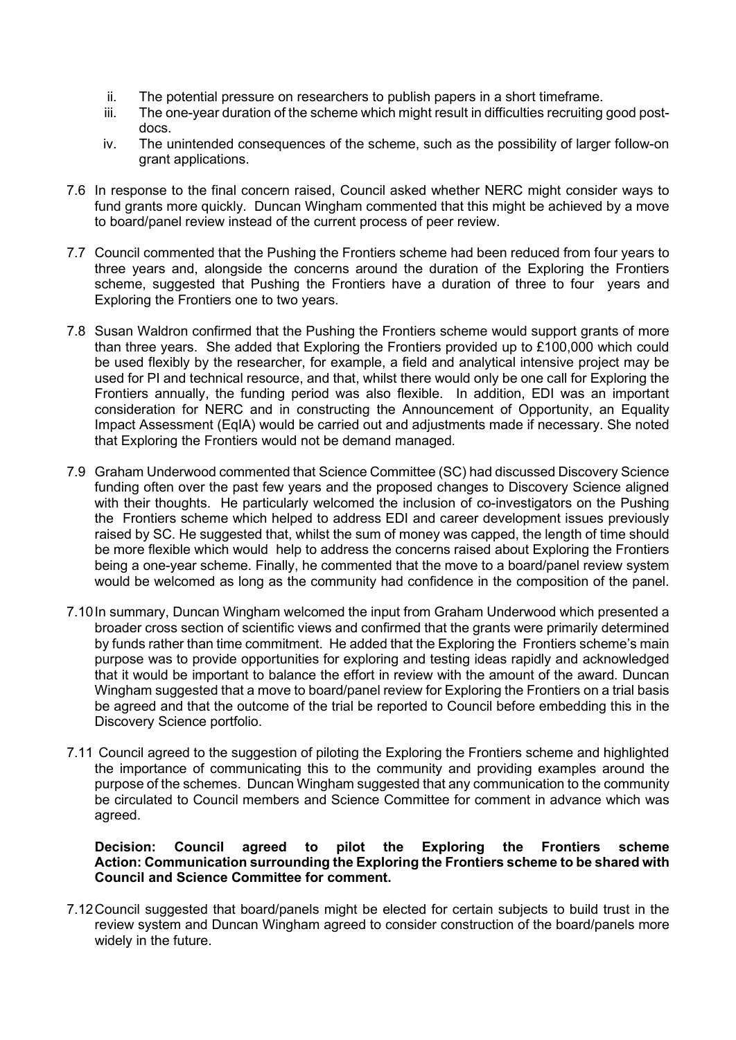ii. The potential pressure on researchers to publish papers in a short timeframe.
iii. The one-year duration of the scheme which might result in difficulties recruiting good post-docs.
iv. The unintended consequences of the scheme, such as the possibility of larger follow-on grant applications.

7.6 In response to the final concern raised, Council asked whether NERC might consider ways to fund grants more quickly. Duncan Wingham commented that this might be achieved by a move to board/panel review instead of the current process of peer review.

7.7 Council commented that the Pushing the Frontiers scheme had been reduced from four years to three years and, alongside the concerns around the duration of the Exploring the Frontiers scheme, suggested that Pushing the Frontiers have a duration of three to four years and Exploring the Frontiers one to two years.

7.8 Susan Waldron confirmed that the Pushing the Frontiers scheme would support grants of more than three years. She added that Exploring the Frontiers provided up to £100,000 which could be used flexibly by the researcher, for example, a field and analytical intensive project may be used for PI and technical resource, and that, whilst there would only be one call for Exploring the Frontiers annually, the funding period was also flexible. In addition, EDI was an important consideration for NERC and in constructing the Announcement of Opportunity, an Equality Impact Assessment (EqIA) would be carried out and adjustments made if necessary. She noted that Exploring the Frontiers would not be demand managed.

7.9 Graham Underwood commented that Science Committee (SC) had discussed Discovery Science funding often over the past few years and the proposed changes to Discovery Science aligned with their thoughts. He particularly welcomed the inclusion of co-investigators on the Pushing the Frontiers scheme which helped to address EDI and career development issues previously raised by SC. He suggested that, whilst the sum of money was capped, the length of time should be more flexible which would help to address the concerns raised about Exploring the Frontiers being a one-year scheme. Finally, he commented that the move to a board/panel review system would be welcomed as long as the community had confidence in the composition of the panel.

7.10 In summary, Duncan Wingham welcomed the input from Graham Underwood which presented a broader cross section of scientific views and confirmed that the grants were primarily determined by funds rather than time commitment. He added that the Exploring the Frontiers scheme's main purpose was to provide opportunities for exploring and testing ideas rapidly and acknowledged that it would be important to balance the effort in review with the amount of the award. Duncan Wingham suggested that a move to board/panel review for Exploring the Frontiers on a trial basis be agreed and that the outcome of the trial be reported to Council before embedding this in the Discovery Science portfolio.

7.11 Council agreed to the suggestion of piloting the Exploring the Frontiers scheme and highlighted the importance of communicating this to the community and providing examples around the purpose of the schemes. Duncan Wingham suggested that any communication to the community be circulated to Council members and Science Committee for comment in advance which was agreed.

**Decision: Council agreed to pilot the Exploring the Frontiers scheme**
**Action: Communication surrounding the Exploring the Frontiers scheme to be shared with Council and Science Committee for comment.**

7.12 Council suggested that board/panels might be elected for certain subjects to build trust in the review system and Duncan Wingham agreed to consider construction of the board/panels more widely in the future.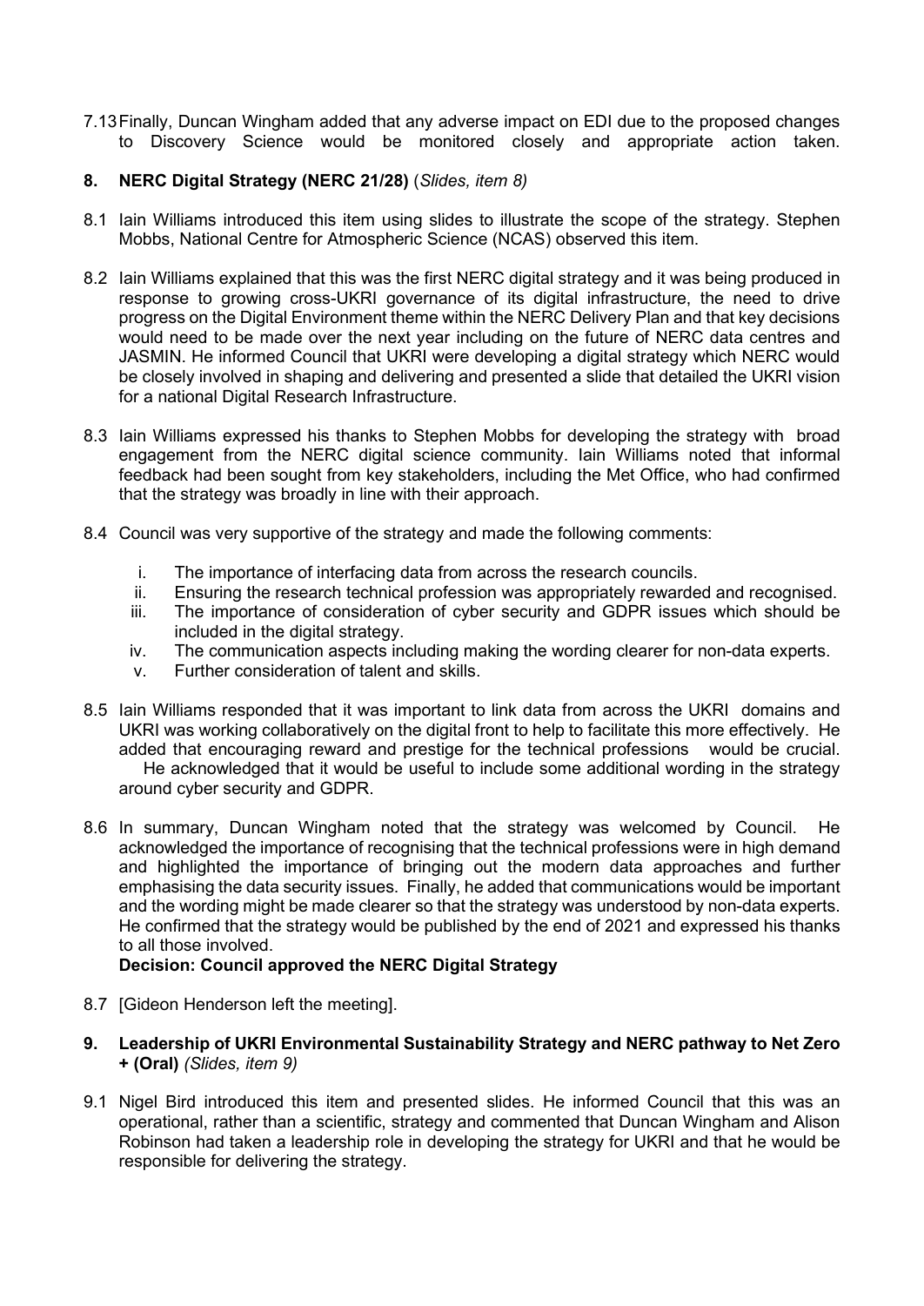7.13 Finally, Duncan Wingham added that any adverse impact on EDI due to the proposed changes to Discovery Science would be monitored closely and appropriate action taken.

## 8. NERC Digital Strategy (NERC 21/28) (*Slides, item 8)*

8.1 Iain Williams introduced this item using slides to illustrate the scope of the strategy. Stephen Mobbs, National Centre for Atmospheric Science (NCAS) observed this item.

8.2 Iain Williams explained that this was the first NERC digital strategy and it was being produced in response to growing cross-UKRI governance of its digital infrastructure, the need to drive progress on the Digital Environment theme within the NERC Delivery Plan and that key decisions would need to be made over the next year including on the future of NERC data centres and JASMIN. He informed Council that UKRI were developing a digital strategy which NERC would be closely involved in shaping and delivering and presented a slide that detailed the UKRI vision for a national Digital Research Infrastructure.

8.3 Iain Williams expressed his thanks to Stephen Mobbs for developing the strategy with broad engagement from the NERC digital science community. Iain Williams noted that informal feedback had been sought from key stakeholders, including the Met Office, who had confirmed that the strategy was broadly in line with their approach.

8.4 Council was very supportive of the strategy and made the following comments:

i. The importance of interfacing data from across the research councils.
ii. Ensuring the research technical profession was appropriately rewarded and recognised.
iii. The importance of consideration of cyber security and GDPR issues which should be included in the digital strategy.
iv. The communication aspects including making the wording clearer for non-data experts.
v. Further consideration of talent and skills.

8.5 Iain Williams responded that it was important to link data from across the UKRI domains and UKRI was working collaboratively on the digital front to help to facilitate this more effectively. He added that encouraging reward and prestige for the technical professions would be crucial. He acknowledged that it would be useful to include some additional wording in the strategy around cyber security and GDPR.

8.6 In summary, Duncan Wingham noted that the strategy was welcomed by Council. He acknowledged the importance of recognising that the technical professions were in high demand and highlighted the importance of bringing out the modern data approaches and further emphasising the data security issues. Finally, he added that communications would be important and the wording might be made clearer so that the strategy was understood by non-data experts. He confirmed that the strategy would be published by the end of 2021 and expressed his thanks to all those involved.

**Decision: Council approved the NERC Digital Strategy**

8.7 [Gideon Henderson left the meeting].

## 9. Leadership of UKRI Environmental Sustainability Strategy and NERC pathway to Net Zero + (Oral) *(Slides, item 9)*

9.1 Nigel Bird introduced this item and presented slides. He informed Council that this was an operational, rather than a scientific, strategy and commented that Duncan Wingham and Alison Robinson had taken a leadership role in developing the strategy for UKRI and that he would be responsible for delivering the strategy.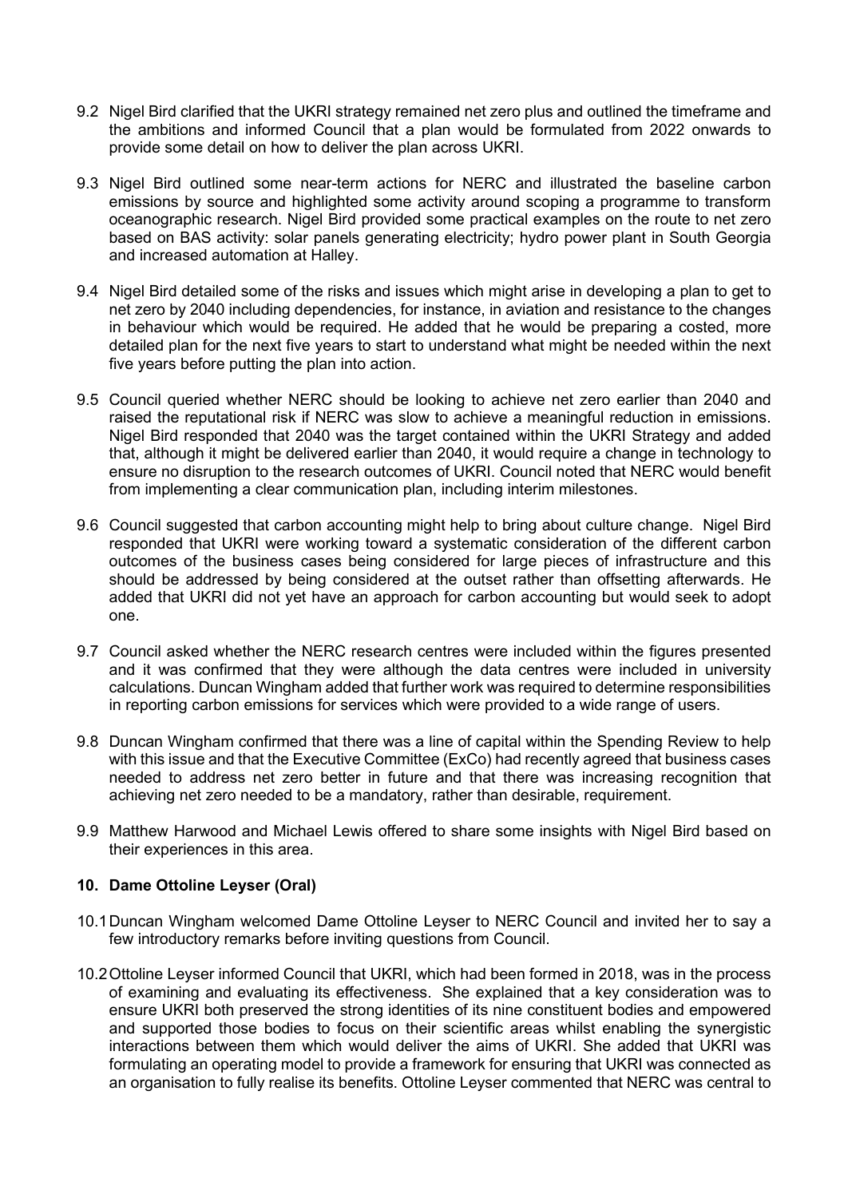9.2 Nigel Bird clarified that the UKRI strategy remained net zero plus and outlined the timeframe and the ambitions and informed Council that a plan would be formulated from 2022 onwards to provide some detail on how to deliver the plan across UKRI.

9.3 Nigel Bird outlined some near-term actions for NERC and illustrated the baseline carbon emissions by source and highlighted some activity around scoping a programme to transform oceanographic research. Nigel Bird provided some practical examples on the route to net zero based on BAS activity: solar panels generating electricity; hydro power plant in South Georgia and increased automation at Halley.

9.4 Nigel Bird detailed some of the risks and issues which might arise in developing a plan to get to net zero by 2040 including dependencies, for instance, in aviation and resistance to the changes in behaviour which would be required. He added that he would be preparing a costed, more detailed plan for the next five years to start to understand what might be needed within the next five years before putting the plan into action.

9.5 Council queried whether NERC should be looking to achieve net zero earlier than 2040 and raised the reputational risk if NERC was slow to achieve a meaningful reduction in emissions. Nigel Bird responded that 2040 was the target contained within the UKRI Strategy and added that, although it might be delivered earlier than 2040, it would require a change in technology to ensure no disruption to the research outcomes of UKRI. Council noted that NERC would benefit from implementing a clear communication plan, including interim milestones.

9.6 Council suggested that carbon accounting might help to bring about culture change. Nigel Bird responded that UKRI were working toward a systematic consideration of the different carbon outcomes of the business cases being considered for large pieces of infrastructure and this should be addressed by being considered at the outset rather than offsetting afterwards. He added that UKRI did not yet have an approach for carbon accounting but would seek to adopt one.

9.7 Council asked whether the NERC research centres were included within the figures presented and it was confirmed that they were although the data centres were included in university calculations. Duncan Wingham added that further work was required to determine responsibilities in reporting carbon emissions for services which were provided to a wide range of users.

9.8 Duncan Wingham confirmed that there was a line of capital within the Spending Review to help with this issue and that the Executive Committee (ExCo) had recently agreed that business cases needed to address net zero better in future and that there was increasing recognition that achieving net zero needed to be a mandatory, rather than desirable, requirement.

9.9 Matthew Harwood and Michael Lewis offered to share some insights with Nigel Bird based on their experiences in this area.

## 10. Dame Ottoline Leyser (Oral)

10.1 Duncan Wingham welcomed Dame Ottoline Leyser to NERC Council and invited her to say a few introductory remarks before inviting questions from Council.

10.2 Ottoline Leyser informed Council that UKRI, which had been formed in 2018, was in the process of examining and evaluating its effectiveness. She explained that a key consideration was to ensure UKRI both preserved the strong identities of its nine constituent bodies and empowered and supported those bodies to focus on their scientific areas whilst enabling the synergistic interactions between them which would deliver the aims of UKRI. She added that UKRI was formulating an operating model to provide a framework for ensuring that UKRI was connected as an organisation to fully realise its benefits. Ottoline Leyser commented that NERC was central to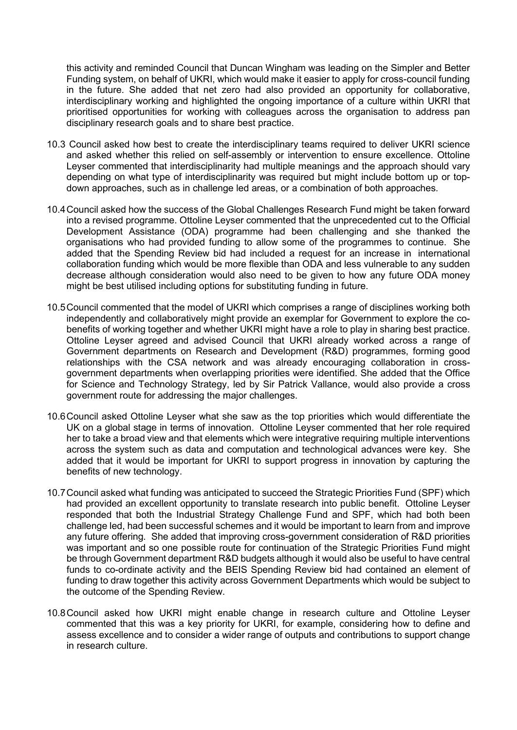this activity and reminded Council that Duncan Wingham was leading on the Simpler and Better Funding system, on behalf of UKRI, which would make it easier to apply for cross-council funding in the future. She added that net zero had also provided an opportunity for collaborative, interdisciplinary working and highlighted the ongoing importance of a culture within UKRI that prioritised opportunities for working with colleagues across the organisation to address pan disciplinary research goals and to share best practice.

10.3 Council asked how best to create the interdisciplinary teams required to deliver UKRI science and asked whether this relied on self-assembly or intervention to ensure excellence. Ottoline Leyser commented that interdisciplinarity had multiple meanings and the approach should vary depending on what type of interdisciplinarity was required but might include bottom up or top-down approaches, such as in challenge led areas, or a combination of both approaches.

10.4 Council asked how the success of the Global Challenges Research Fund might be taken forward into a revised programme. Ottoline Leyser commented that the unprecedented cut to the Official Development Assistance (ODA) programme had been challenging and she thanked the organisations who had provided funding to allow some of the programmes to continue. She added that the Spending Review bid had included a request for an increase in international collaboration funding which would be more flexible than ODA and less vulnerable to any sudden decrease although consideration would also need to be given to how any future ODA money might be best utilised including options for substituting funding in future.

10.5 Council commented that the model of UKRI which comprises a range of disciplines working both independently and collaboratively might provide an exemplar for Government to explore the co-benefits of working together and whether UKRI might have a role to play in sharing best practice. Ottoline Leyser agreed and advised Council that UKRI already worked across a range of Government departments on Research and Development (R&D) programmes, forming good relationships with the CSA network and was already encouraging collaboration in cross-government departments when overlapping priorities were identified. She added that the Office for Science and Technology Strategy, led by Sir Patrick Vallance, would also provide a cross government route for addressing the major challenges.

10.6 Council asked Ottoline Leyser what she saw as the top priorities which would differentiate the UK on a global stage in terms of innovation. Ottoline Leyser commented that her role required her to take a broad view and that elements which were integrative requiring multiple interventions across the system such as data and computation and technological advances were key. She added that it would be important for UKRI to support progress in innovation by capturing the benefits of new technology.

10.7 Council asked what funding was anticipated to succeed the Strategic Priorities Fund (SPF) which had provided an excellent opportunity to translate research into public benefit. Ottoline Leyser responded that both the Industrial Strategy Challenge Fund and SPF, which had both been challenge led, had been successful schemes and it would be important to learn from and improve any future offering. She added that improving cross-government consideration of R&D priorities was important and so one possible route for continuation of the Strategic Priorities Fund might be through Government department R&D budgets although it would also be useful to have central funds to co-ordinate activity and the BEIS Spending Review bid had contained an element of funding to draw together this activity across Government Departments which would be subject to the outcome of the Spending Review.

10.8 Council asked how UKRI might enable change in research culture and Ottoline Leyser commented that this was a key priority for UKRI, for example, considering how to define and assess excellence and to consider a wider range of outputs and contributions to support change in research culture.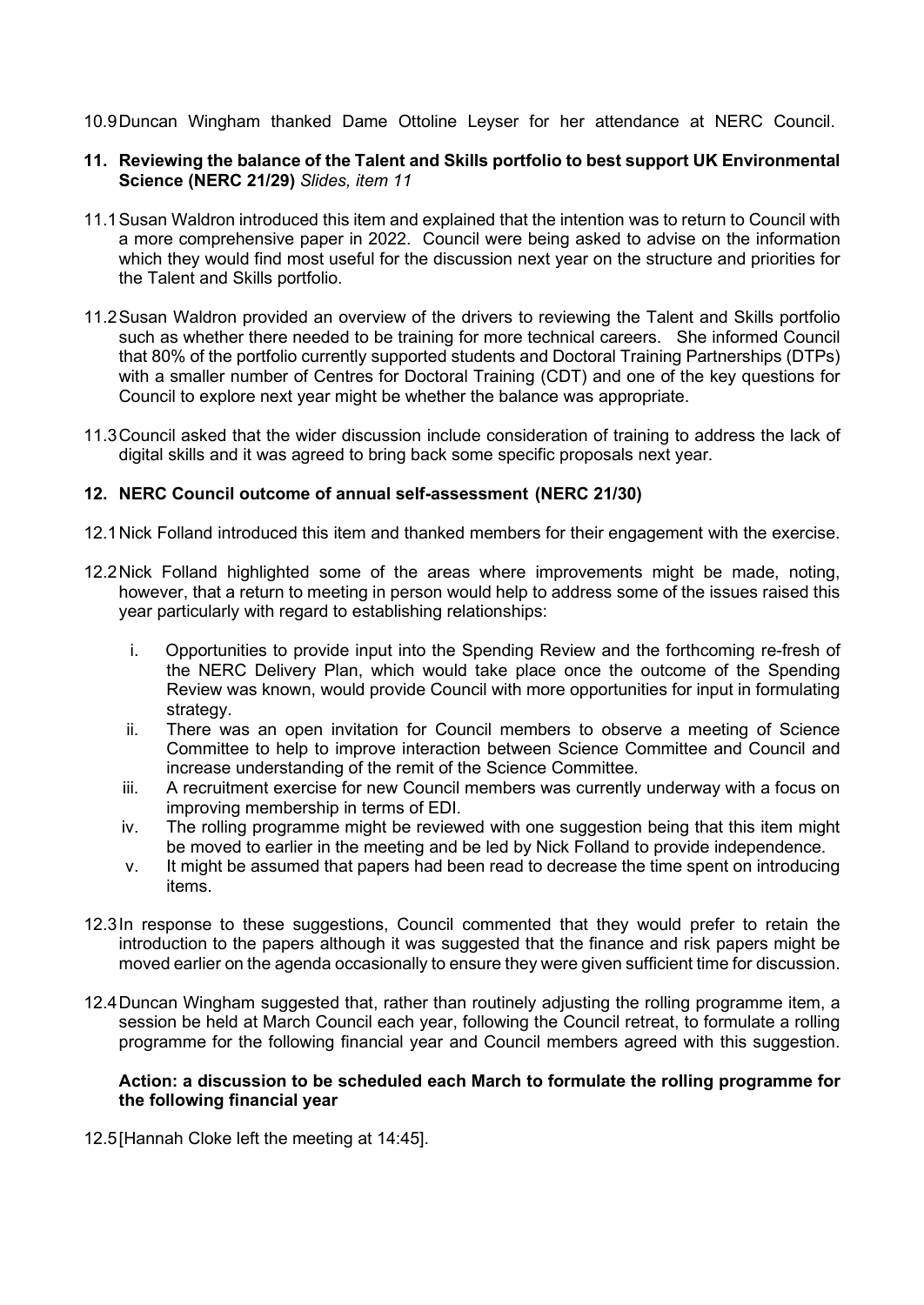10.9 Duncan Wingham thanked Dame Ottoline Leyser for her attendance at NERC Council.

## 11. Reviewing the balance of the Talent and Skills portfolio to best support UK Environmental Science (NERC 21/29) *Slides, item 11*

11.1 Susan Waldron introduced this item and explained that the intention was to return to Council with a more comprehensive paper in 2022. Council were being asked to advise on the information which they would find most useful for the discussion next year on the structure and priorities for the Talent and Skills portfolio.

11.2 Susan Waldron provided an overview of the drivers to reviewing the Talent and Skills portfolio such as whether there needed to be training for more technical careers. She informed Council that 80% of the portfolio currently supported students and Doctoral Training Partnerships (DTPs) with a smaller number of Centres for Doctoral Training (CDT) and one of the key questions for Council to explore next year might be whether the balance was appropriate.

11.3 Council asked that the wider discussion include consideration of training to address the lack of digital skills and it was agreed to bring back some specific proposals next year.

## 12. NERC Council outcome of annual self-assessment (NERC 21/30)

12.1 Nick Folland introduced this item and thanked members for their engagement with the exercise.

12.2 Nick Folland highlighted some of the areas where improvements might be made, noting, however, that a return to meeting in person would help to address some of the issues raised this year particularly with regard to establishing relationships:

i. Opportunities to provide input into the Spending Review and the forthcoming re-fresh of the NERC Delivery Plan, which would take place once the outcome of the Spending Review was known, would provide Council with more opportunities for input in formulating strategy.

ii. There was an open invitation for Council members to observe a meeting of Science Committee to help to improve interaction between Science Committee and Council and increase understanding of the remit of the Science Committee.

iii. A recruitment exercise for new Council members was currently underway with a focus on improving membership in terms of EDI.

iv. The rolling programme might be reviewed with one suggestion being that this item might be moved to earlier in the meeting and be led by Nick Folland to provide independence.

v. It might be assumed that papers had been read to decrease the time spent on introducing items.

12.3 In response to these suggestions, Council commented that they would prefer to retain the introduction to the papers although it was suggested that the finance and risk papers might be moved earlier on the agenda occasionally to ensure they were given sufficient time for discussion.

12.4 Duncan Wingham suggested that, rather than routinely adjusting the rolling programme item, a session be held at March Council each year, following the Council retreat, to formulate a rolling programme for the following financial year and Council members agreed with this suggestion.

**Action: a discussion to be scheduled each March to formulate the rolling programme for the following financial year**

12.5 [Hannah Cloke left the meeting at 14:45].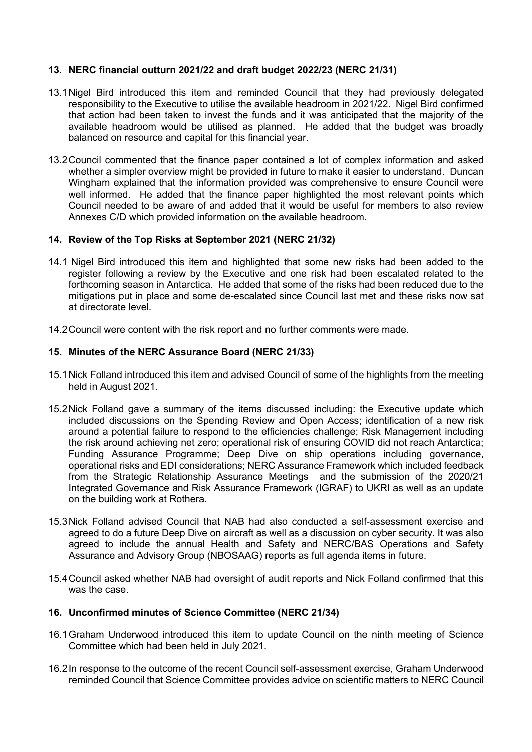## 13. NERC financial outturn 2021/22 and draft budget 2022/23 (NERC 21/31)

13.1 Nigel Bird introduced this item and reminded Council that they had previously delegated responsibility to the Executive to utilise the available headroom in 2021/22. Nigel Bird confirmed that action had been taken to invest the funds and it was anticipated that the majority of the available headroom would be utilised as planned. He added that the budget was broadly balanced on resource and capital for this financial year.

13.2 Council commented that the finance paper contained a lot of complex information and asked whether a simpler overview might be provided in future to make it easier to understand. Duncan Wingham explained that the information provided was comprehensive to ensure Council were well informed. He added that the finance paper highlighted the most relevant points which Council needed to be aware of and added that it would be useful for members to also review Annexes C/D which provided information on the available headroom.

## 14. Review of the Top Risks at September 2021 (NERC 21/32)

14.1 Nigel Bird introduced this item and highlighted that some new risks had been added to the register following a review by the Executive and one risk had been escalated related to the forthcoming season in Antarctica. He added that some of the risks had been reduced due to the mitigations put in place and some de-escalated since Council last met and these risks now sat at directorate level.

14.2 Council were content with the risk report and no further comments were made.

## 15. Minutes of the NERC Assurance Board (NERC 21/33)

15.1 Nick Folland introduced this item and advised Council of some of the highlights from the meeting held in August 2021.

15.2 Nick Folland gave a summary of the items discussed including: the Executive update which included discussions on the Spending Review and Open Access; identification of a new risk around a potential failure to respond to the efficiencies challenge; Risk Management including the risk around achieving net zero; operational risk of ensuring COVID did not reach Antarctica; Funding Assurance Programme; Deep Dive on ship operations including governance, operational risks and EDI considerations; NERC Assurance Framework which included feedback from the Strategic Relationship Assurance Meetings and the submission of the 2020/21 Integrated Governance and Risk Assurance Framework (IGRAF) to UKRI as well as an update on the building work at Rothera.

15.3 Nick Folland advised Council that NAB had also conducted a self-assessment exercise and agreed to do a future Deep Dive on aircraft as well as a discussion on cyber security. It was also agreed to include the annual Health and Safety and NERC/BAS Operations and Safety Assurance and Advisory Group (NBOSAAG) reports as full agenda items in future.

15.4 Council asked whether NAB had oversight of audit reports and Nick Folland confirmed that this was the case.

## 16. Unconfirmed minutes of Science Committee (NERC 21/34)

16.1 Graham Underwood introduced this item to update Council on the ninth meeting of Science Committee which had been held in July 2021.

16.2 In response to the outcome of the recent Council self-assessment exercise, Graham Underwood reminded Council that Science Committee provides advice on scientific matters to NERC Council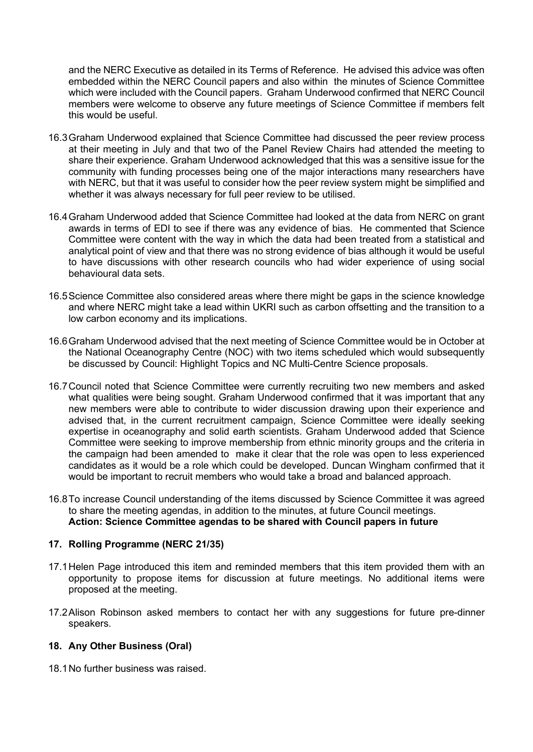and the NERC Executive as detailed in its Terms of Reference. He advised this advice was often embedded within the NERC Council papers and also within the minutes of Science Committee which were included with the Council papers. Graham Underwood confirmed that NERC Council members were welcome to observe any future meetings of Science Committee if members felt this would be useful.

16.3 Graham Underwood explained that Science Committee had discussed the peer review process at their meeting in July and that two of the Panel Review Chairs had attended the meeting to share their experience. Graham Underwood acknowledged that this was a sensitive issue for the community with funding processes being one of the major interactions many researchers have with NERC, but that it was useful to consider how the peer review system might be simplified and whether it was always necessary for full peer review to be utilised.

16.4 Graham Underwood added that Science Committee had looked at the data from NERC on grant awards in terms of EDI to see if there was any evidence of bias. He commented that Science Committee were content with the way in which the data had been treated from a statistical and analytical point of view and that there was no strong evidence of bias although it would be useful to have discussions with other research councils who had wider experience of using social behavioural data sets.

16.5 Science Committee also considered areas where there might be gaps in the science knowledge and where NERC might take a lead within UKRI such as carbon offsetting and the transition to a low carbon economy and its implications.

16.6 Graham Underwood advised that the next meeting of Science Committee would be in October at the National Oceanography Centre (NOC) with two items scheduled which would subsequently be discussed by Council: Highlight Topics and NC Multi-Centre Science proposals.

16.7 Council noted that Science Committee were currently recruiting two new members and asked what qualities were being sought. Graham Underwood confirmed that it was important that any new members were able to contribute to wider discussion drawing upon their experience and advised that, in the current recruitment campaign, Science Committee were ideally seeking expertise in oceanography and solid earth scientists. Graham Underwood added that Science Committee were seeking to improve membership from ethnic minority groups and the criteria in the campaign had been amended to make it clear that the role was open to less experienced candidates as it would be a role which could be developed. Duncan Wingham confirmed that it would be important to recruit members who would take a broad and balanced approach.

16.8 To increase Council understanding of the items discussed by Science Committee it was agreed to share the meeting agendas, in addition to the minutes, at future Council meetings.
**Action: Science Committee agendas to be shared with Council papers in future**

## 17. Rolling Programme (NERC 21/35)

17.1 Helen Page introduced this item and reminded members that this item provided them with an opportunity to propose items for discussion at future meetings. No additional items were proposed at the meeting.

17.2 Alison Robinson asked members to contact her with any suggestions for future pre-dinner speakers.

## 18. Any Other Business (Oral)

18.1 No further business was raised.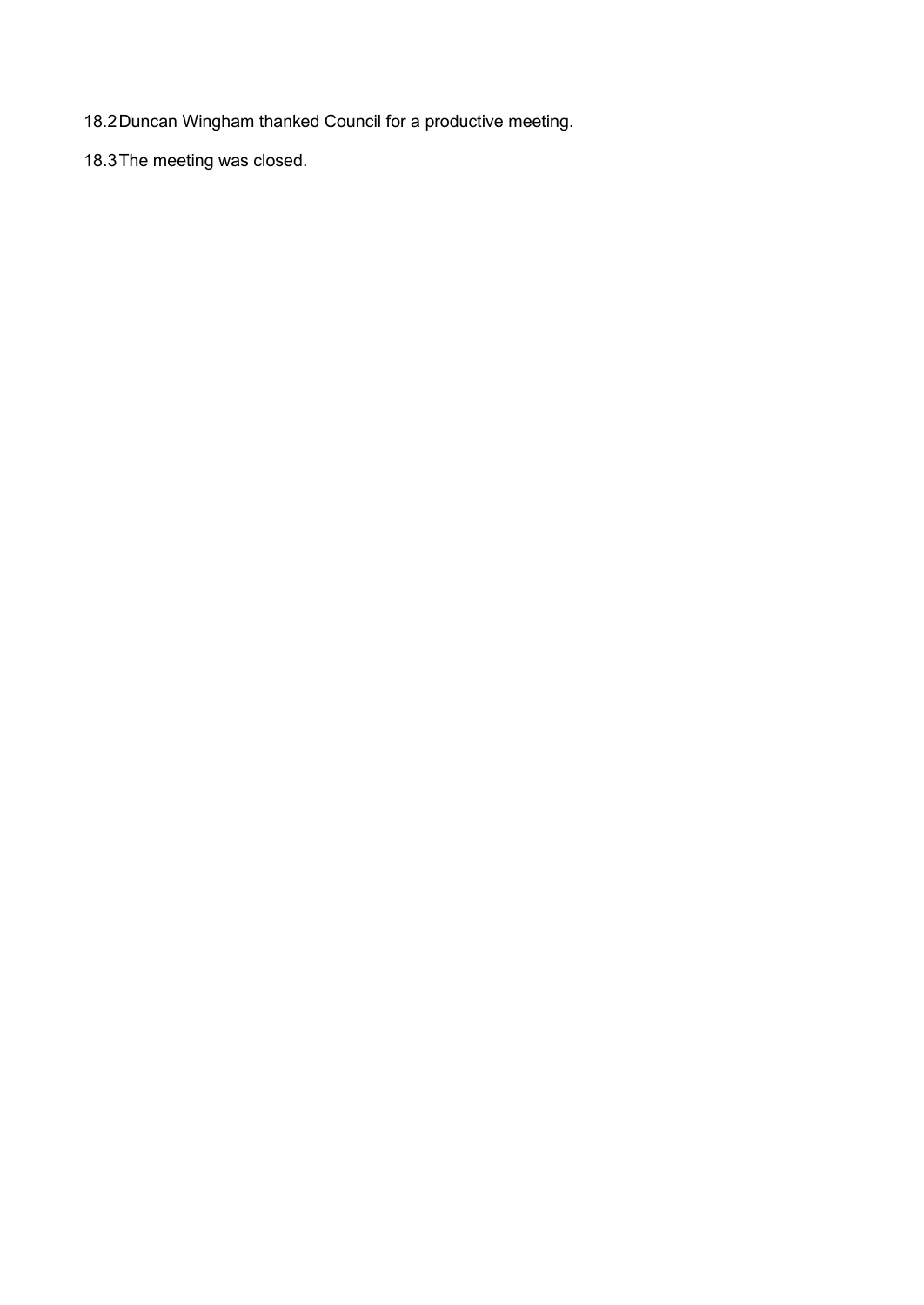18.2 Duncan Wingham thanked Council for a productive meeting.

18.3 The meeting was closed.